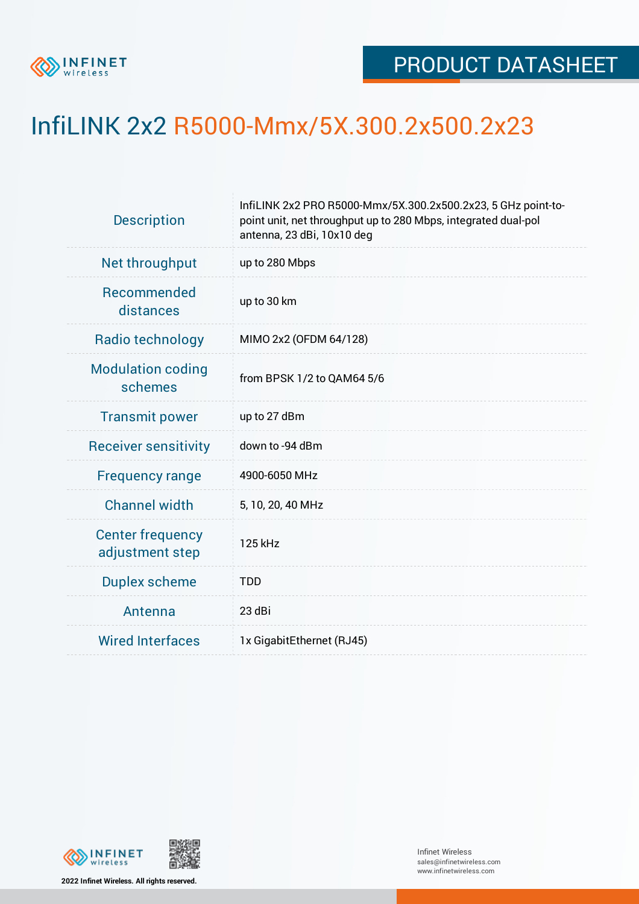PRODUCT DATASHEET

# InfiLINK 2x2 R5000-Mmx/5X.300.2x500.2x23

| | |
|---|---|
| Description | InfiLINK 2x2 PRO R5000-Mmx/5X.300.2x500.2x23, 5 GHz point-to-point unit, net throughput up to 280 Mbps, integrated dual-pol antenna, 23 dBi, 10x10 deg |
| Net throughput | up to 280 Mbps |
| Recommended distances | up to 30 km |
| Radio technology | MIMO 2x2 (OFDM 64/128) |
| Modulation coding schemes | from BPSK 1/2 to QAM64 5/6 |
| Transmit power | up to 27 dBm |
| Receiver sensitivity | down to -94 dBm |
| Frequency range | 4900-6050 MHz |
| Channel width | 5, 10, 20, 40 MHz |
| Center frequency adjustment step | 125 kHz |
| Duplex scheme | TDD |
| Antenna | 23 dBi |
| Wired Interfaces | 1x GigabitEthernet (RJ45) |

2022 Infinet Wireless. All rights reserved.

Infinet Wireless
sales@infinetwireless.com
www.infinetwireless.com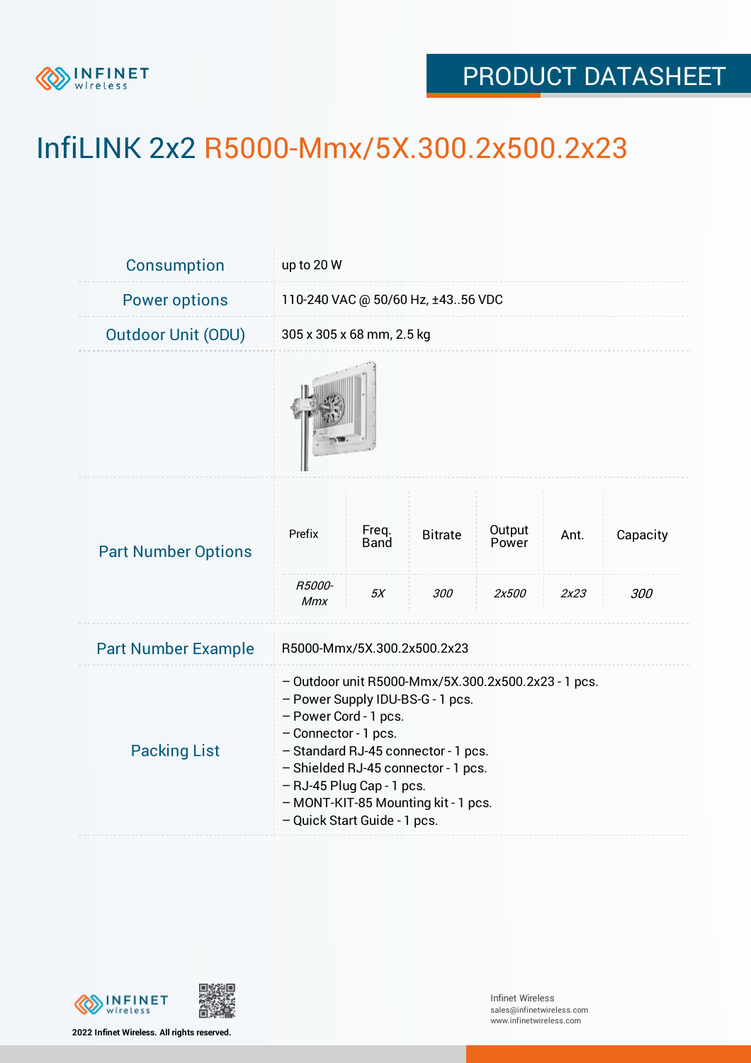# InfiLINK 2x2 R5000-Mmx/5X.300.2x500.2x23

| | |
|---|---|
| Consumption | up to 20 W |
| Power options | 110-240 VAC @ 50/60 Hz, ±43..56 VDC |
| Outdoor Unit (ODU) | 305 x 305 x 68 mm, 2.5 kg |

**Part Number Options**

| Prefix | Freq. Band | Bitrate | Output Power | Ant. | Capacity |
|---|---|---|---|---|---|
| *R5000-Mmx* | *5X* | *300* | *2x500* | *2x23* | *300* |

| | |
|---|---|
| Part Number Example | R5000-Mmx/5X.300.2x500.2x23 |

**Packing List**

- Outdoor unit R5000-Mmx/5X.300.2x500.2x23 - 1 pcs.
- Power Supply IDU-BS-G - 1 pcs.
- Power Cord - 1 pcs.
- Connector - 1 pcs.
- Standard RJ-45 connector - 1 pcs.
- Shielded RJ-45 connector - 1 pcs.
- RJ-45 Plug Cap - 1 pcs.
- MONT-KIT-85 Mounting kit - 1 pcs.
- Quick Start Guide - 1 pcs.

2022 Infinet Wireless. All rights reserved.

Infinet Wireless
sales@infinetwireless.com
www.infinetwireless.com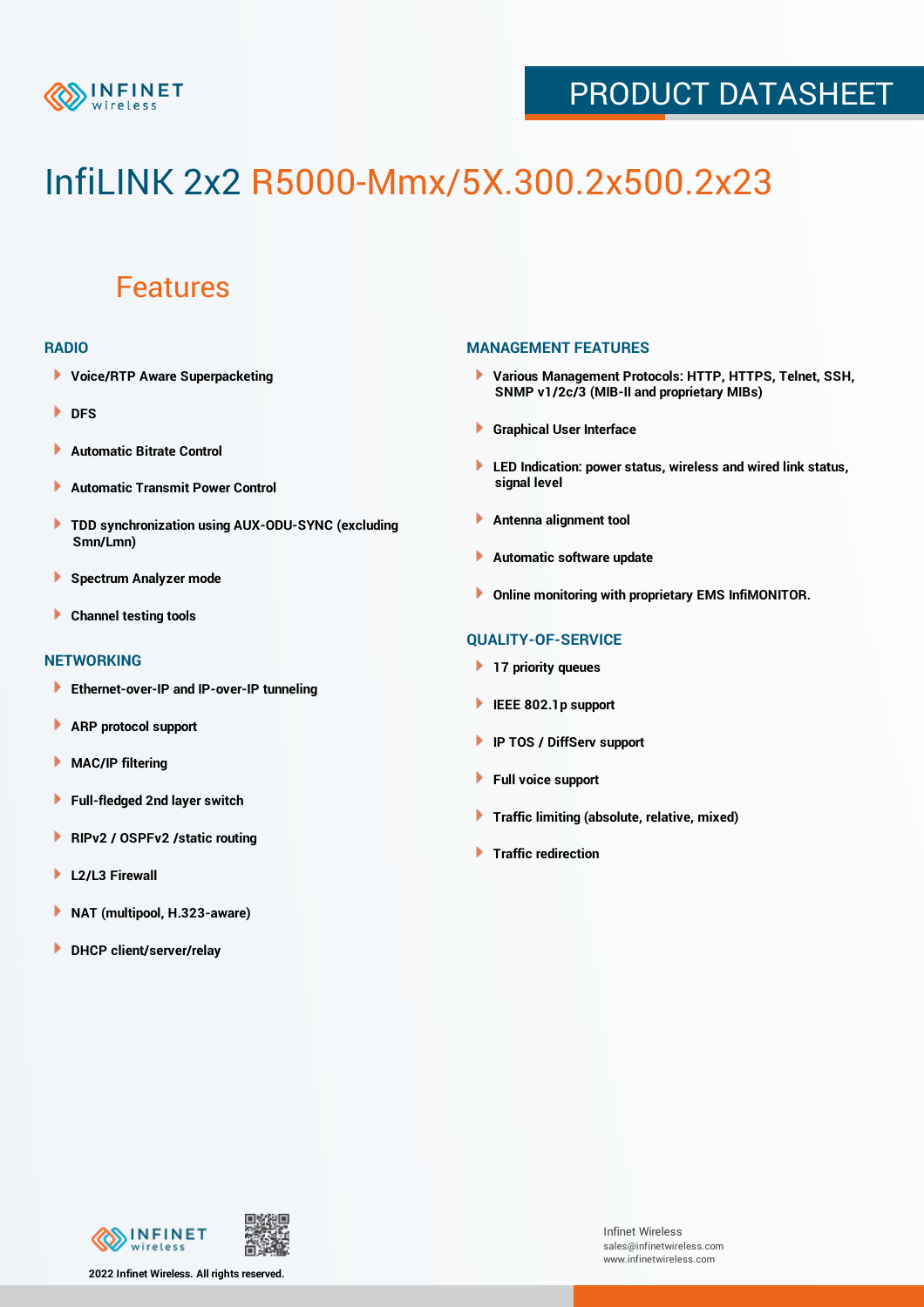# InfiLINK 2x2 R5000-Mmx/5X.300.2x500.2x23

## Features

### RADIO

- Voice/RTP Aware Superpacketing
- DFS
- Automatic Bitrate Control
- Automatic Transmit Power Control
- TDD synchronization using AUX-ODU-SYNC (excluding Smn/Lmn)
- Spectrum Analyzer mode
- Channel testing tools

### NETWORKING

- Ethernet-over-IP and IP-over-IP tunneling
- ARP protocol support
- MAC/IP filtering
- Full-fledged 2nd layer switch
- RIPv2 / OSPFv2 /static routing
- L2/L3 Firewall
- NAT (multipool, H.323-aware)
- DHCP client/server/relay

### MANAGEMENT FEATURES

- Various Management Protocols: HTTP, HTTPS, Telnet, SSH, SNMP v1/2c/3 (MIB-II and proprietary MIBs)
- Graphical User Interface
- LED Indication: power status, wireless and wired link status, signal level
- Antenna alignment tool
- Automatic software update
- Online monitoring with proprietary EMS InfiMONITOR.

### QUALITY-OF-SERVICE

- 17 priority queues
- IEEE 802.1p support
- IP TOS / DiffServ support
- Full voice support
- Traffic limiting (absolute, relative, mixed)
- Traffic redirection

2022 Infinet Wireless. All rights reserved.

Infinet Wireless
sales@infinetwireless.com
www.infinetwireless.com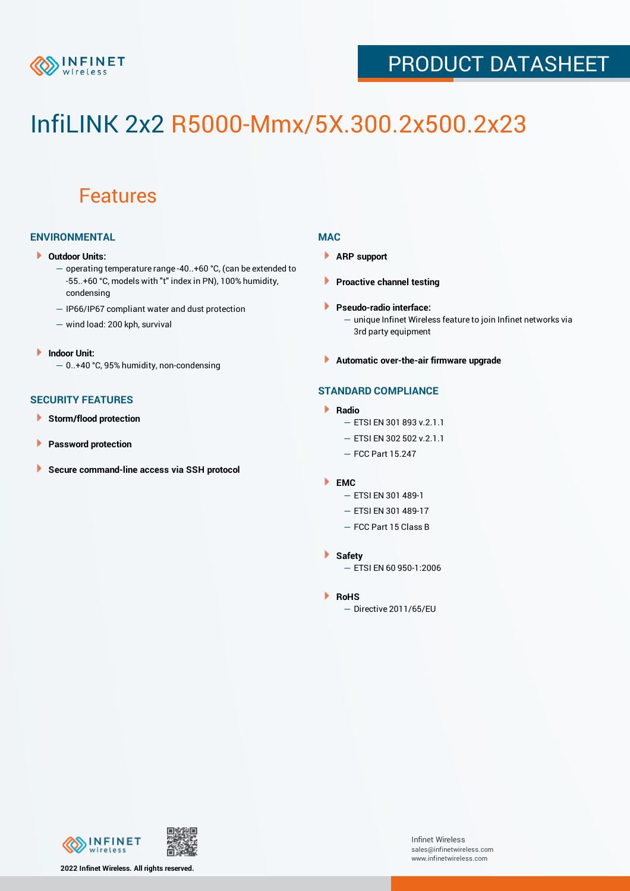# InfiLINK 2x2 R5000-Mmx/5X.300.2x500.2x23

## Features

### ENVIRONMENTAL

- **Outdoor Units:**
  - operating temperature range -40..+60 °C, (can be extended to -55..+60 °C, models with "t" index in PN), 100% humidity, condensing
  - IP66/IP67 compliant water and dust protection
  - wind load: 200 kph, survival
- **Indoor Unit:**
  - 0..+40 °C, 95% humidity, non-condensing

### SECURITY FEATURES

- **Storm/flood protection**
- **Password protection**
- **Secure command-line access via SSH protocol**

### MAC

- **ARP support**
- **Proactive channel testing**
- **Pseudo-radio interface:**
  - unique Infinet Wireless feature to join Infinet networks via 3rd party equipment
- **Automatic over-the-air firmware upgrade**

### STANDARD COMPLIANCE

- **Radio**
  - ETSI EN 301 893 v.2.1.1
  - ETSI EN 302 502 v.2.1.1
  - FCC Part 15.247
- **EMC**
  - ETSI EN 301 489-1
  - ETSI EN 301 489-17
  - FCC Part 15 Class B
- **Safety**
  - ETSI EN 60 950-1:2006
- **RoHS**
  - Directive 2011/65/EU